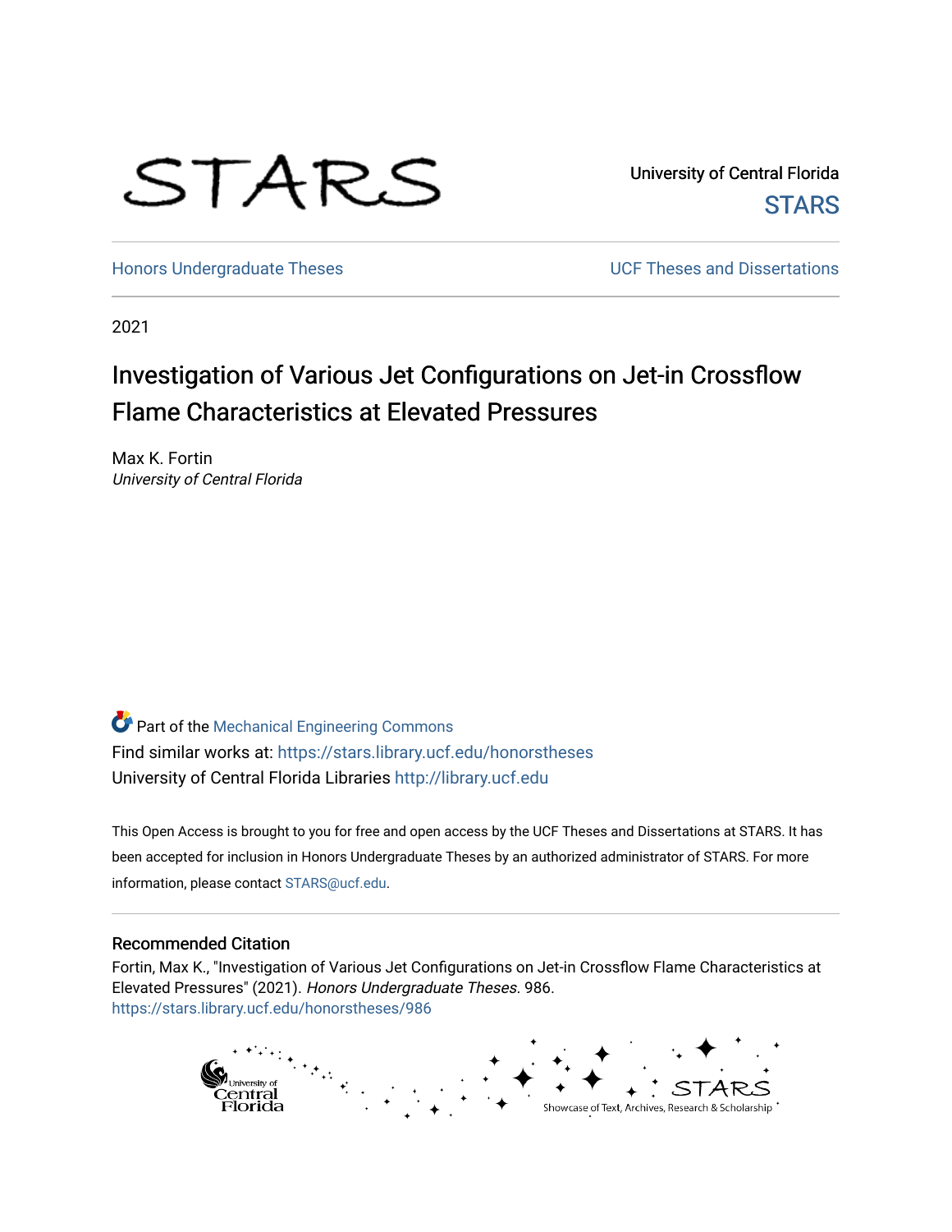STARS

University of Central Florida

STARS

Honors Undergraduate Theses

UCF Theses and Dissertations

2021

# Investigation of Various Jet Configurations on Jet-in Crossflow Flame Characteristics at Elevated Pressures

Max K. Fortin

*University of Central Florida*

Part of the Mechanical Engineering Commons

Find similar works at: https://stars.library.ucf.edu/honorstheses

University of Central Florida Libraries http://library.ucf.edu

This Open Access is brought to you for free and open access by the UCF Theses and Dissertations at STARS. It has been accepted for inclusion in Honors Undergraduate Theses by an authorized administrator of STARS. For more information, please contact STARS@ucf.edu.

## Recommended Citation

Fortin, Max K., "Investigation of Various Jet Configurations on Jet-in Crossflow Flame Characteristics at Elevated Pressures" (2021). *Honors Undergraduate Theses*. 986.
https://stars.library.ucf.edu/honorstheses/986

University of Central Florida

STARS

Showcase of Text, Archives, Research & Scholarship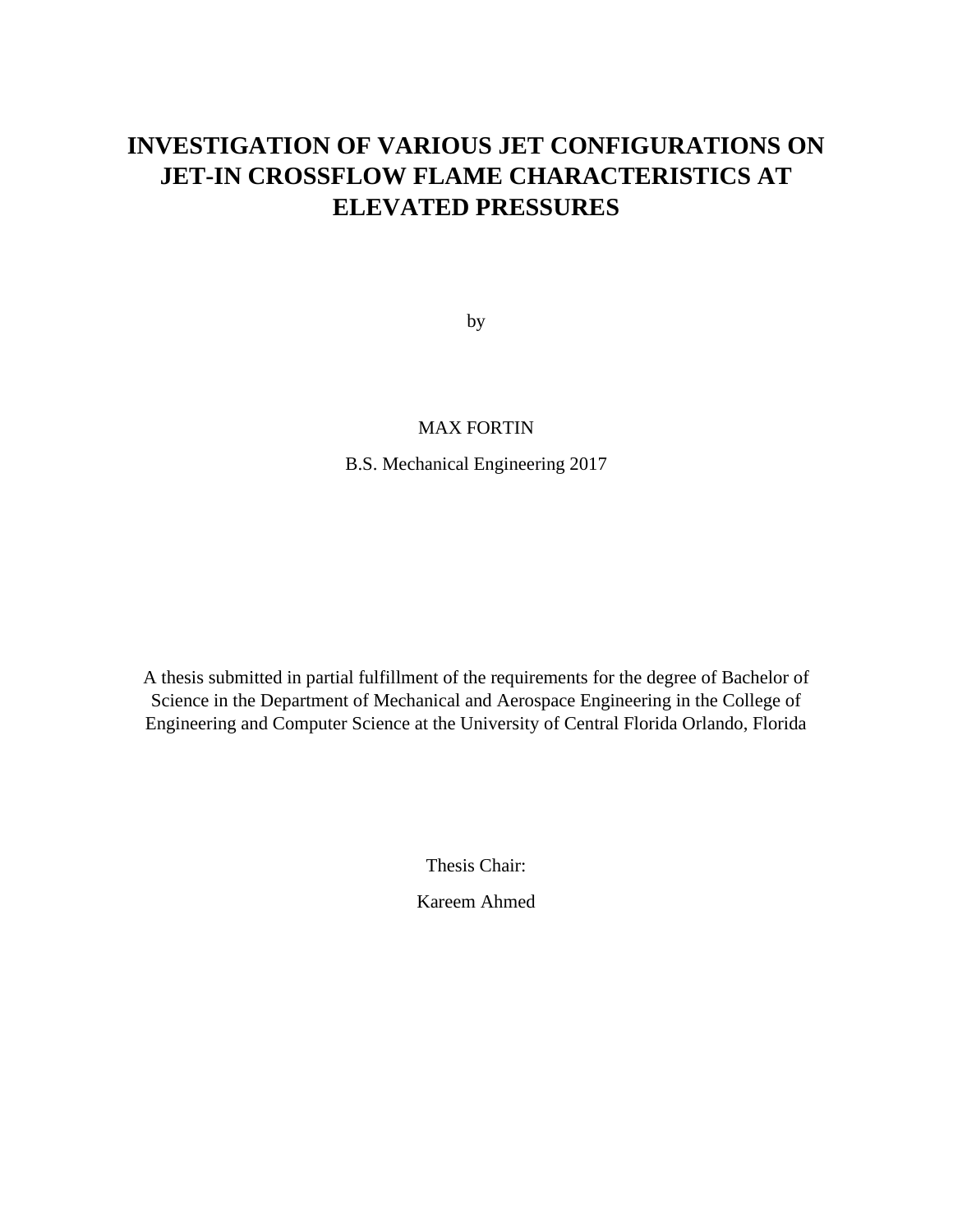# INVESTIGATION OF VARIOUS JET CONFIGURATIONS ON JET-IN CROSSFLOW FLAME CHARACTERISTICS AT ELEVATED PRESSURES

by

MAX FORTIN

B.S. Mechanical Engineering 2017

A thesis submitted in partial fulfillment of the requirements for the degree of Bachelor of Science in the Department of Mechanical and Aerospace Engineering in the College of Engineering and Computer Science at the University of Central Florida Orlando, Florida

Thesis Chair:

Kareem Ahmed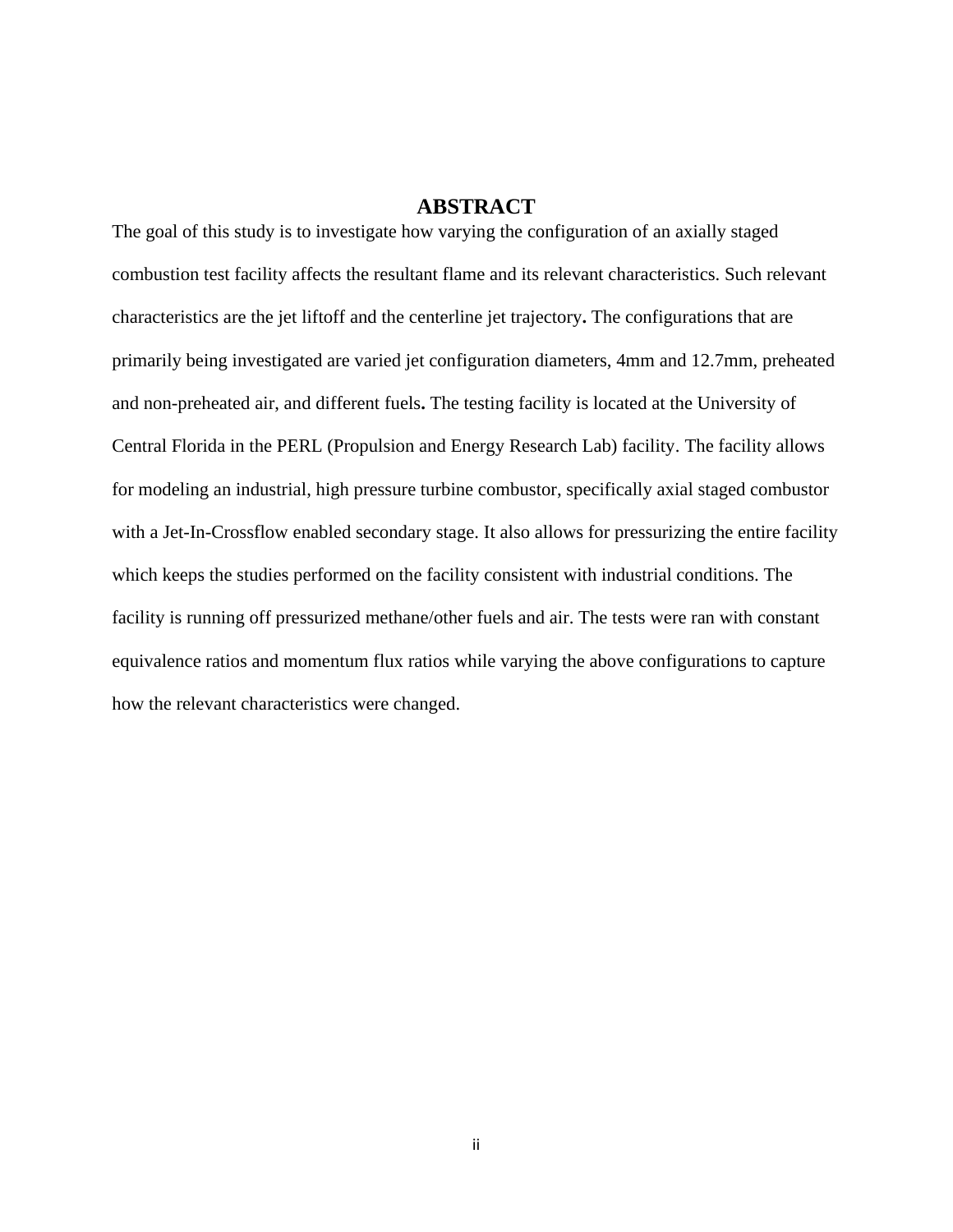# ABSTRACT

The goal of this study is to investigate how varying the configuration of an axially staged combustion test facility affects the resultant flame and its relevant characteristics. Such relevant characteristics are the jet liftoff and the centerline jet trajectory**.** The configurations that are primarily being investigated are varied jet configuration diameters, 4mm and 12.7mm, preheated and non-preheated air, and different fuels**.** The testing facility is located at the University of Central Florida in the PERL (Propulsion and Energy Research Lab) facility. The facility allows for modeling an industrial, high pressure turbine combustor, specifically axial staged combustor with a Jet-In-Crossflow enabled secondary stage. It also allows for pressurizing the entire facility which keeps the studies performed on the facility consistent with industrial conditions. The facility is running off pressurized methane/other fuels and air. The tests were ran with constant equivalence ratios and momentum flux ratios while varying the above configurations to capture how the relevant characteristics were changed.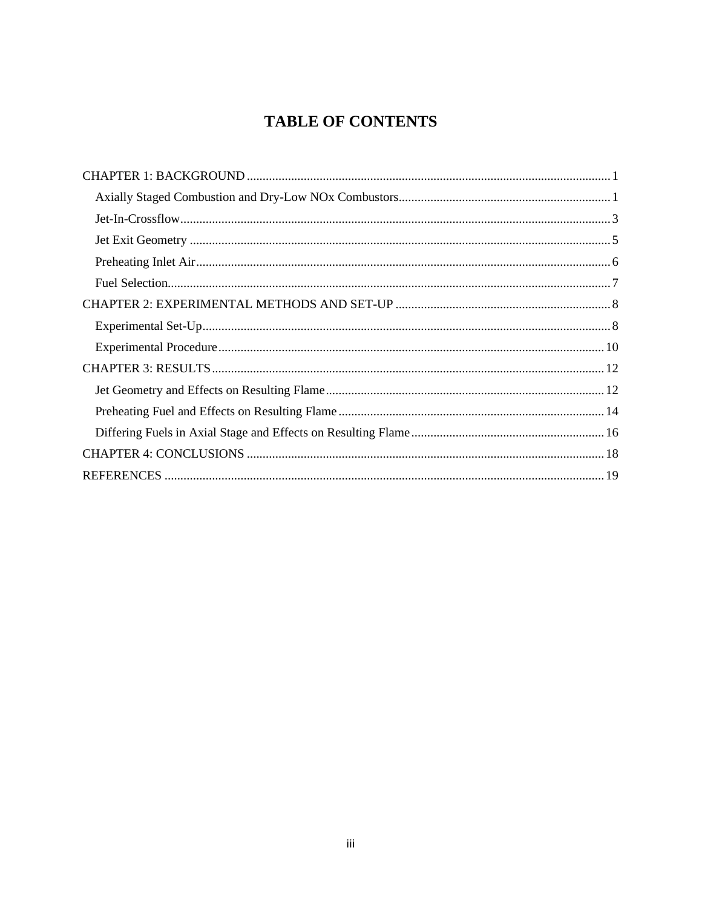# TABLE OF CONTENTS

CHAPTER 1: BACKGROUND .......... 1

- Axially Staged Combustion and Dry-Low NOx Combustors .......... 1
- Jet-In-Crossflow .......... 3
- Jet Exit Geometry .......... 5
- Preheating Inlet Air .......... 6
- Fuel Selection .......... 7

CHAPTER 2: EXPERIMENTAL METHODS AND SET-UP .......... 8

- Experimental Set-Up .......... 8
- Experimental Procedure .......... 10

CHAPTER 3: RESULTS .......... 12

- Jet Geometry and Effects on Resulting Flame .......... 12
- Preheating Fuel and Effects on Resulting Flame .......... 14
- Differing Fuels in Axial Stage and Effects on Resulting Flame .......... 16

CHAPTER 4: CONCLUSIONS .......... 18

REFERENCES .......... 19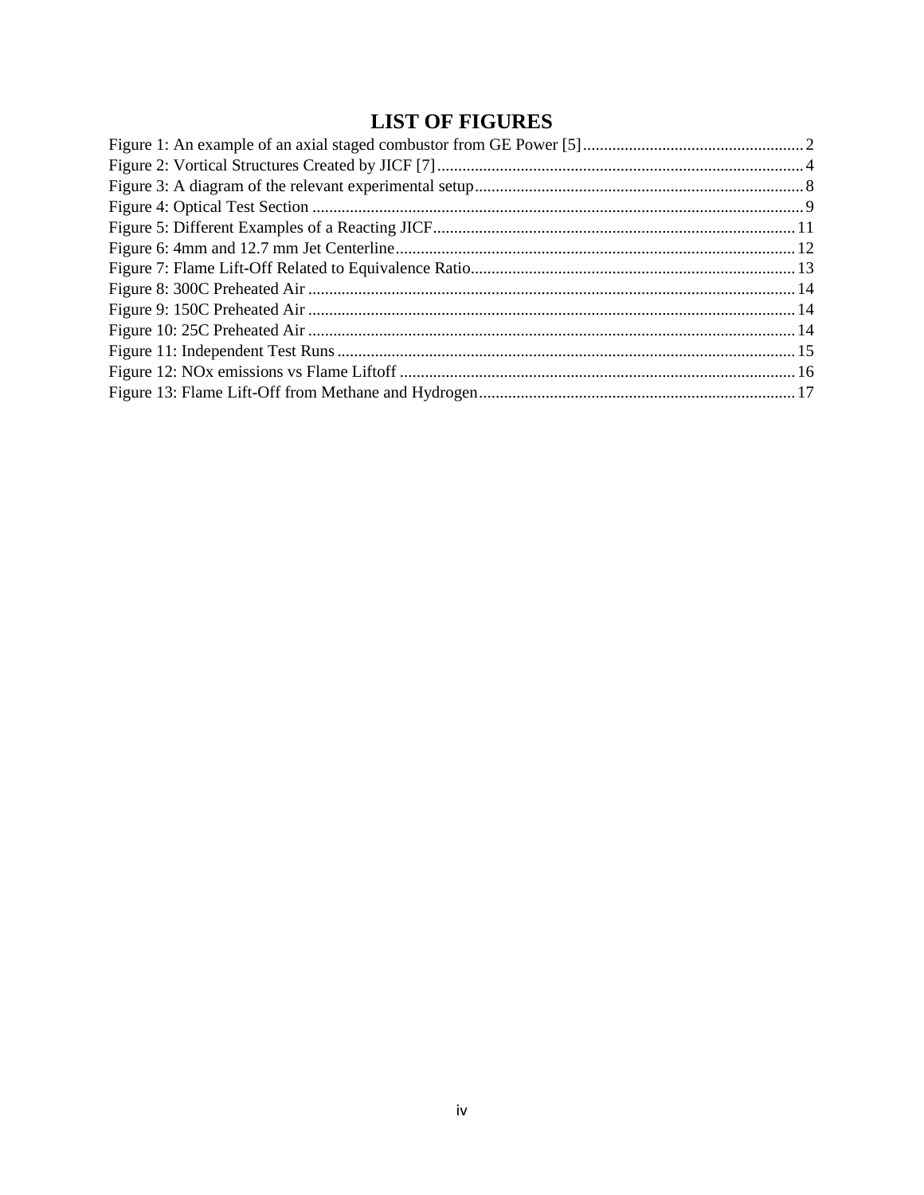# LIST OF FIGURES

Figure 1: An example of an axial staged combustor from GE Power [5] .................... 2
Figure 2: Vortical Structures Created by JICF [7] .................... 4
Figure 3: A diagram of the relevant experimental setup .................... 8
Figure 4: Optical Test Section .................... 9
Figure 5: Different Examples of a Reacting JICF .................... 11
Figure 6: 4mm and 12.7 mm Jet Centerline .................... 12
Figure 7: Flame Lift-Off Related to Equivalence Ratio .................... 13
Figure 8: 300C Preheated Air .................... 14
Figure 9: 150C Preheated Air .................... 14
Figure 10: 25C Preheated Air .................... 14
Figure 11: Independent Test Runs .................... 15
Figure 12: NOx emissions vs Flame Liftoff .................... 16
Figure 13: Flame Lift-Off from Methane and Hydrogen .................... 17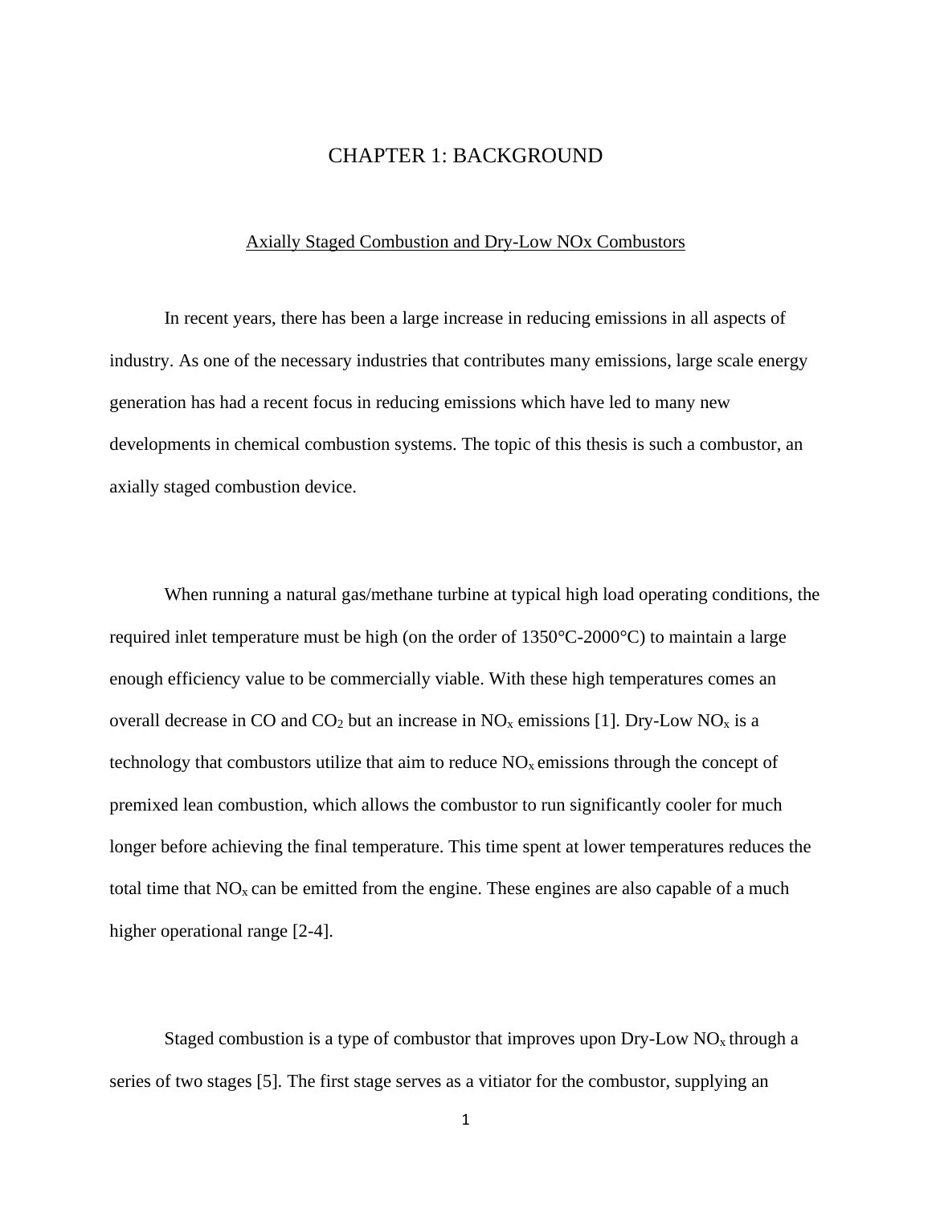# CHAPTER 1: BACKGROUND

## Axially Staged Combustion and Dry-Low NOx Combustors

In recent years, there has been a large increase in reducing emissions in all aspects of industry. As one of the necessary industries that contributes many emissions, large scale energy generation has had a recent focus in reducing emissions which have led to many new developments in chemical combustion systems. The topic of this thesis is such a combustor, an axially staged combustion device.

When running a natural gas/methane turbine at typical high load operating conditions, the required inlet temperature must be high (on the order of 1350°C-2000°C) to maintain a large enough efficiency value to be commercially viable. With these high temperatures comes an overall decrease in CO and $CO_2$ but an increase in $NO_x$ emissions [1]. Dry-Low $NO_x$ is a technology that combustors utilize that aim to reduce $NO_x$ emissions through the concept of premixed lean combustion, which allows the combustor to run significantly cooler for much longer before achieving the final temperature. This time spent at lower temperatures reduces the total time that $NO_x$ can be emitted from the engine. These engines are also capable of a much higher operational range [2-4].

Staged combustion is a type of combustor that improves upon Dry-Low $NO_x$ through a series of two stages [5]. The first stage serves as a vitiator for the combustor, supplying an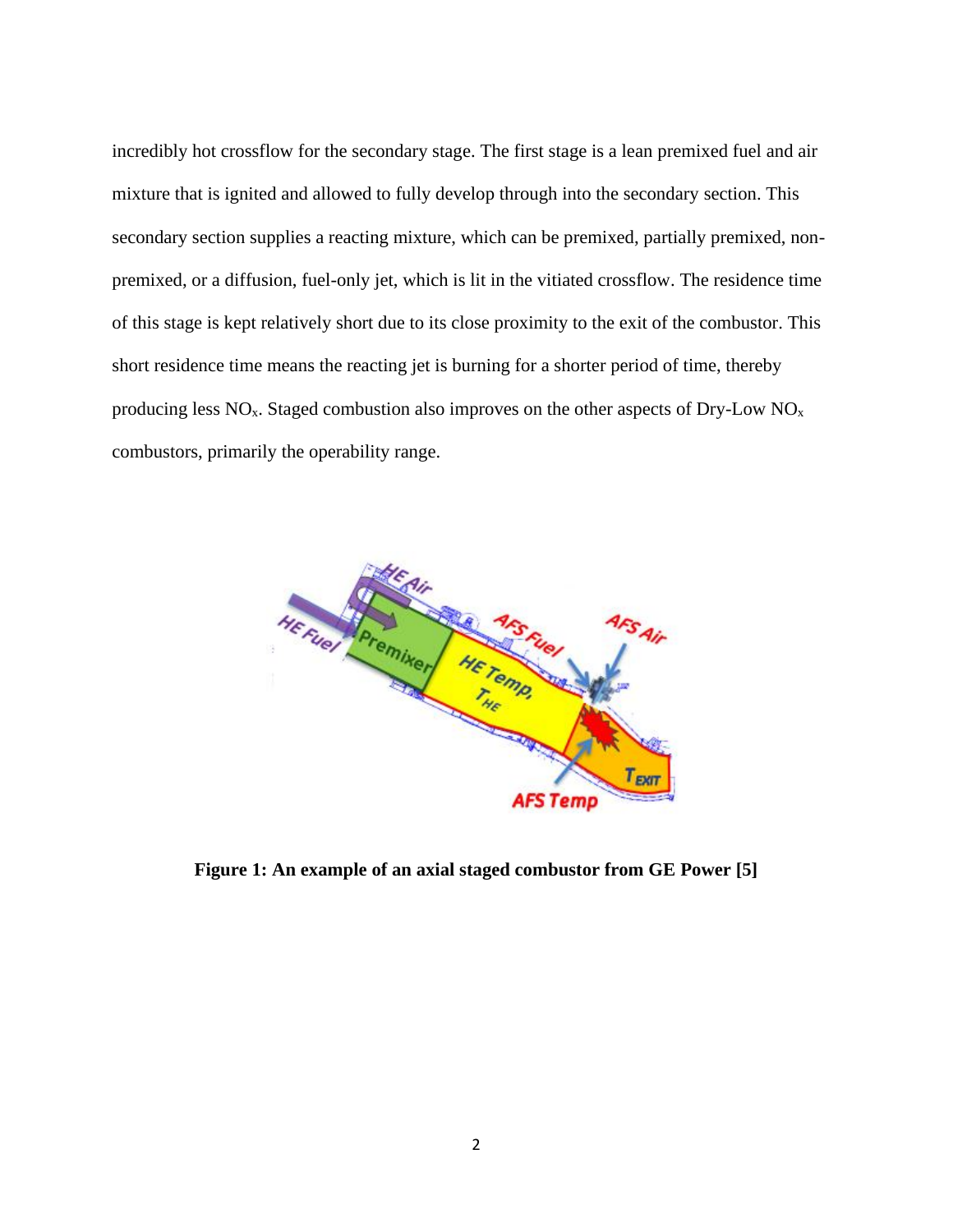incredibly hot crossflow for the secondary stage. The first stage is a lean premixed fuel and air mixture that is ignited and allowed to fully develop through into the secondary section. This secondary section supplies a reacting mixture, which can be premixed, partially premixed, non-premixed, or a diffusion, fuel-only jet, which is lit in the vitiated crossflow. The residence time of this stage is kept relatively short due to its close proximity to the exit of the combustor. This short residence time means the reacting jet is burning for a shorter period of time, thereby producing less $NO_x$. Staged combustion also improves on the other aspects of Dry-Low $NO_x$ combustors, primarily the operability range.

**Figure 1: An example of an axial staged combustor from GE Power [5]**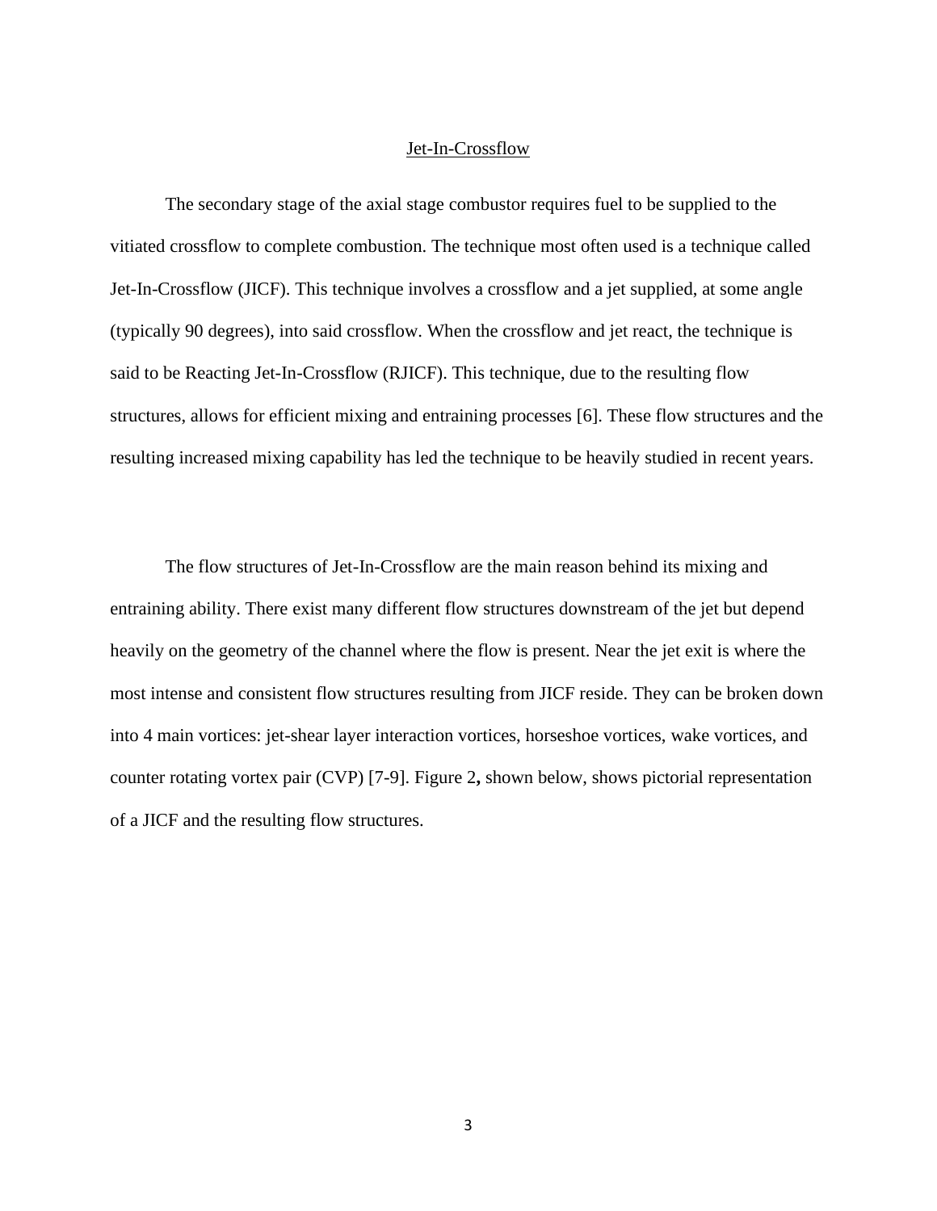## Jet-In-Crossflow

The secondary stage of the axial stage combustor requires fuel to be supplied to the vitiated crossflow to complete combustion. The technique most often used is a technique called Jet-In-Crossflow (JICF). This technique involves a crossflow and a jet supplied, at some angle (typically 90 degrees), into said crossflow. When the crossflow and jet react, the technique is said to be Reacting Jet-In-Crossflow (RJICF). This technique, due to the resulting flow structures, allows for efficient mixing and entraining processes [6]. These flow structures and the resulting increased mixing capability has led the technique to be heavily studied in recent years.

The flow structures of Jet-In-Crossflow are the main reason behind its mixing and entraining ability. There exist many different flow structures downstream of the jet but depend heavily on the geometry of the channel where the flow is present. Near the jet exit is where the most intense and consistent flow structures resulting from JICF reside. They can be broken down into 4 main vortices: jet-shear layer interaction vortices, horseshoe vortices, wake vortices, and counter rotating vortex pair (CVP) [7-9]. Figure 2**,** shown below, shows pictorial representation of a JICF and the resulting flow structures.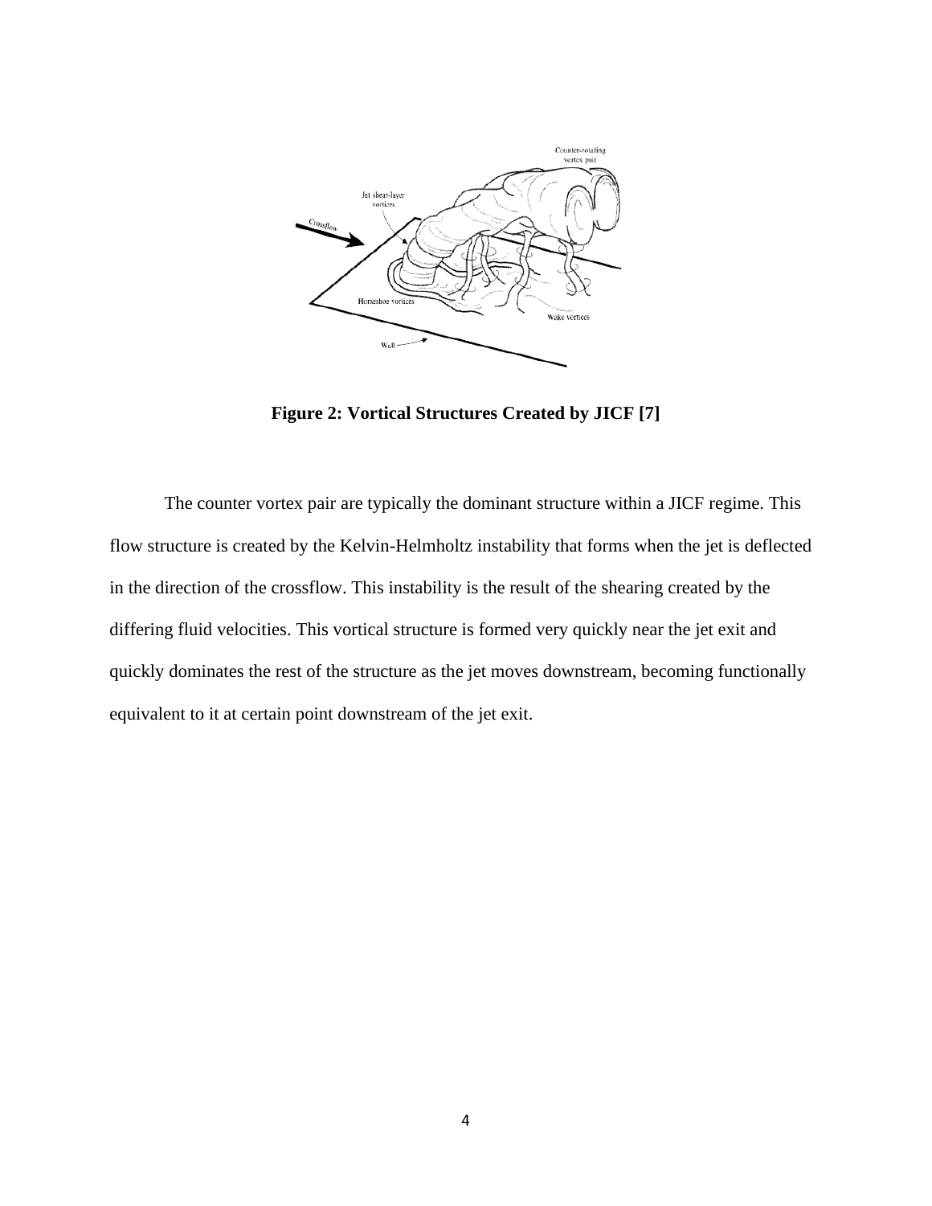**Figure 2: Vortical Structures Created by JICF [7]**

The counter vortex pair are typically the dominant structure within a JICF regime. This flow structure is created by the Kelvin-Helmholtz instability that forms when the jet is deflected in the direction of the crossflow. This instability is the result of the shearing created by the differing fluid velocities. This vortical structure is formed very quickly near the jet exit and quickly dominates the rest of the structure as the jet moves downstream, becoming functionally equivalent to it at certain point downstream of the jet exit.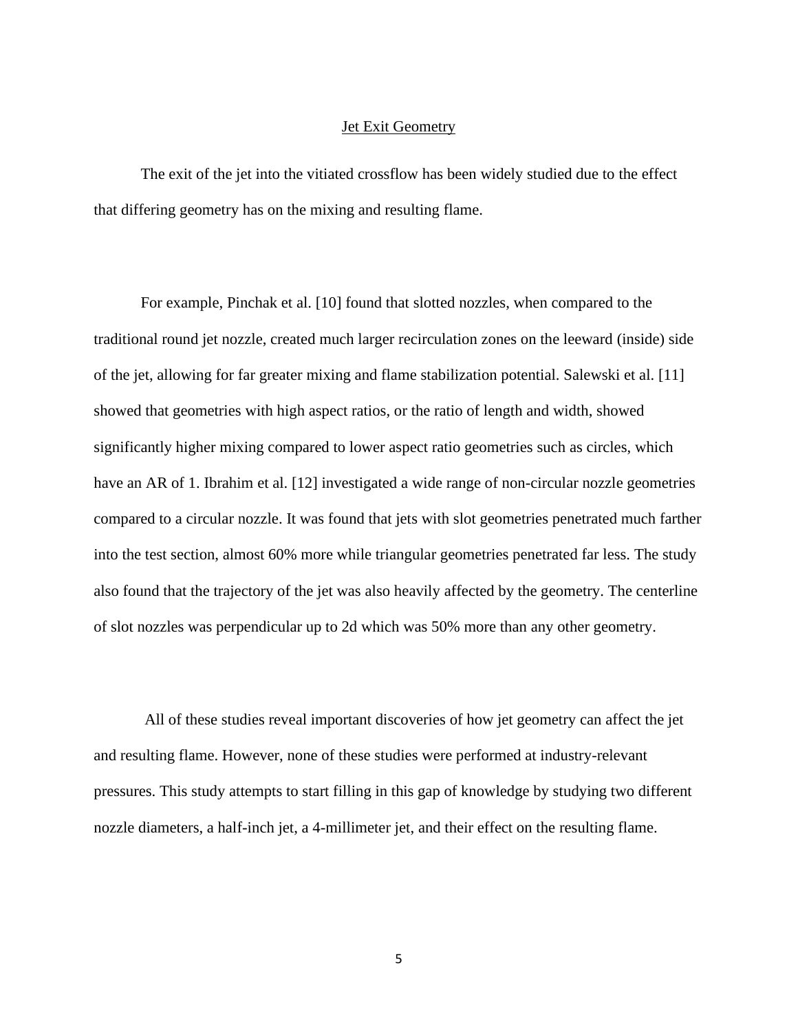## Jet Exit Geometry

The exit of the jet into the vitiated crossflow has been widely studied due to the effect that differing geometry has on the mixing and resulting flame.

For example, Pinchak et al. [10] found that slotted nozzles, when compared to the traditional round jet nozzle, created much larger recirculation zones on the leeward (inside) side of the jet, allowing for far greater mixing and flame stabilization potential. Salewski et al. [11] showed that geometries with high aspect ratios, or the ratio of length and width, showed significantly higher mixing compared to lower aspect ratio geometries such as circles, which have an AR of 1. Ibrahim et al. [12] investigated a wide range of non-circular nozzle geometries compared to a circular nozzle. It was found that jets with slot geometries penetrated much farther into the test section, almost 60% more while triangular geometries penetrated far less. The study also found that the trajectory of the jet was also heavily affected by the geometry. The centerline of slot nozzles was perpendicular up to 2d which was 50% more than any other geometry.

All of these studies reveal important discoveries of how jet geometry can affect the jet and resulting flame. However, none of these studies were performed at industry-relevant pressures. This study attempts to start filling in this gap of knowledge by studying two different nozzle diameters, a half-inch jet, a 4-millimeter jet, and their effect on the resulting flame.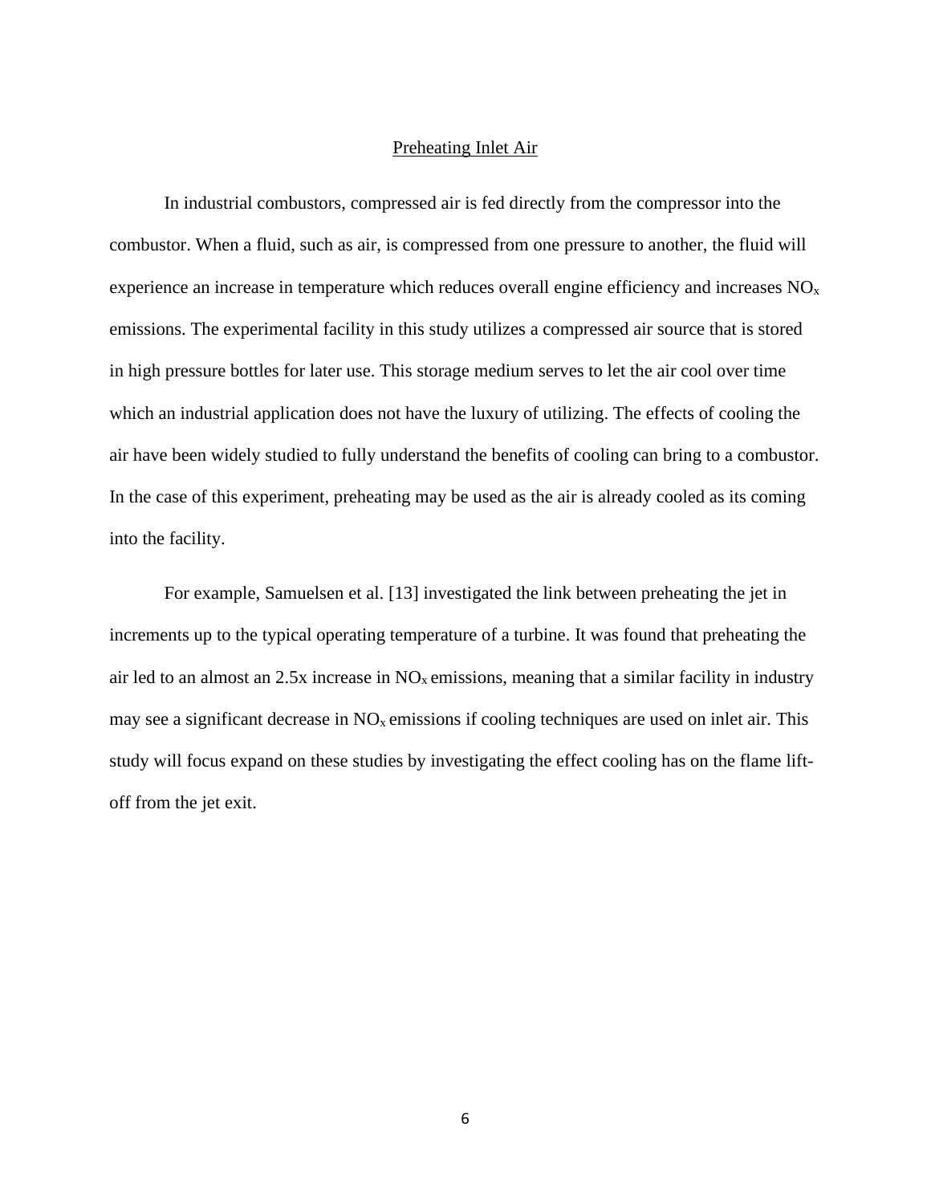## Preheating Inlet Air

In industrial combustors, compressed air is fed directly from the compressor into the combustor. When a fluid, such as air, is compressed from one pressure to another, the fluid will experience an increase in temperature which reduces overall engine efficiency and increases $NO_x$ emissions. The experimental facility in this study utilizes a compressed air source that is stored in high pressure bottles for later use. This storage medium serves to let the air cool over time which an industrial application does not have the luxury of utilizing. The effects of cooling the air have been widely studied to fully understand the benefits of cooling can bring to a combustor. In the case of this experiment, preheating may be used as the air is already cooled as its coming into the facility.

For example, Samuelsen et al. [13] investigated the link between preheating the jet in increments up to the typical operating temperature of a turbine. It was found that preheating the air led to an almost an 2.5x increase in $NO_x$ emissions, meaning that a similar facility in industry may see a significant decrease in $NO_x$ emissions if cooling techniques are used on inlet air. This study will focus expand on these studies by investigating the effect cooling has on the flame lift-off from the jet exit.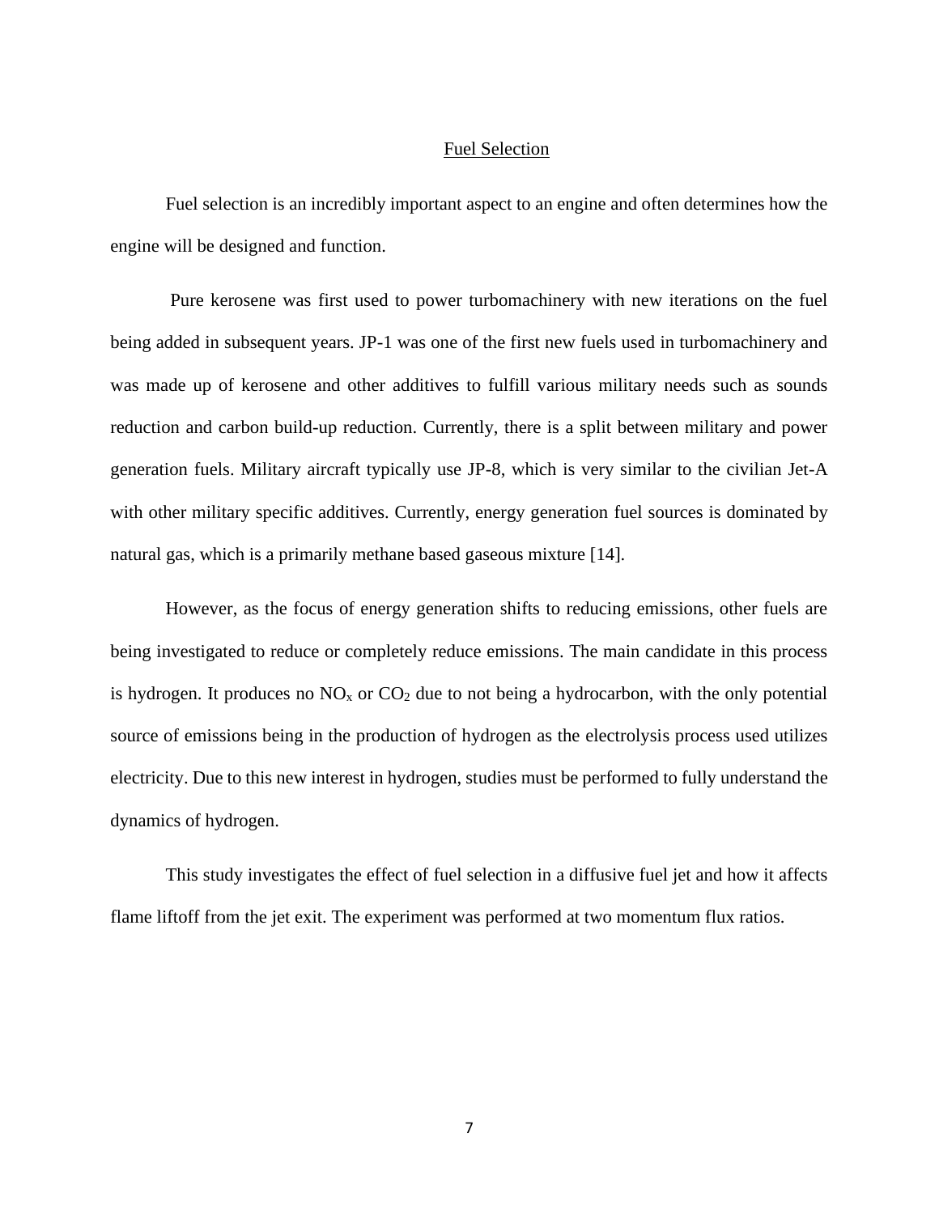## Fuel Selection

Fuel selection is an incredibly important aspect to an engine and often determines how the engine will be designed and function.

Pure kerosene was first used to power turbomachinery with new iterations on the fuel being added in subsequent years. JP-1 was one of the first new fuels used in turbomachinery and was made up of kerosene and other additives to fulfill various military needs such as sounds reduction and carbon build-up reduction. Currently, there is a split between military and power generation fuels. Military aircraft typically use JP-8, which is very similar to the civilian Jet-A with other military specific additives. Currently, energy generation fuel sources is dominated by natural gas, which is a primarily methane based gaseous mixture [14].

However, as the focus of energy generation shifts to reducing emissions, other fuels are being investigated to reduce or completely reduce emissions. The main candidate in this process is hydrogen. It produces no $NO_x$ or $CO_2$ due to not being a hydrocarbon, with the only potential source of emissions being in the production of hydrogen as the electrolysis process used utilizes electricity. Due to this new interest in hydrogen, studies must be performed to fully understand the dynamics of hydrogen.

This study investigates the effect of fuel selection in a diffusive fuel jet and how it affects flame liftoff from the jet exit. The experiment was performed at two momentum flux ratios.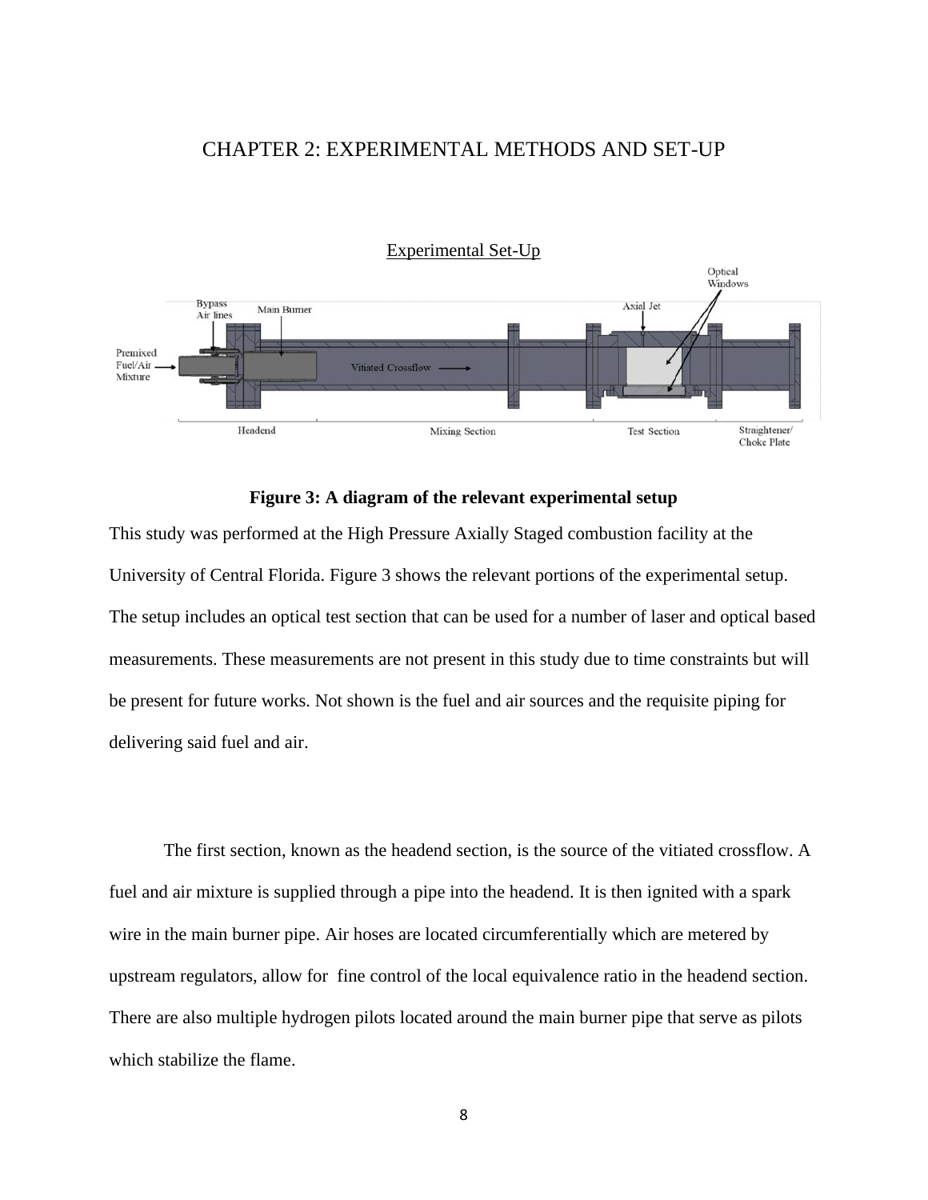# CHAPTER 2: EXPERIMENTAL METHODS AND SET-UP

## Experimental Set-Up

**Figure 3: A diagram of the relevant experimental setup**

This study was performed at the High Pressure Axially Staged combustion facility at the University of Central Florida. Figure 3 shows the relevant portions of the experimental setup. The setup includes an optical test section that can be used for a number of laser and optical based measurements. These measurements are not present in this study due to time constraints but will be present for future works. Not shown is the fuel and air sources and the requisite piping for delivering said fuel and air.

The first section, known as the headend section, is the source of the vitiated crossflow. A fuel and air mixture is supplied through a pipe into the headend. It is then ignited with a spark wire in the main burner pipe. Air hoses are located circumferentially which are metered by upstream regulators, allow for fine control of the local equivalence ratio in the headend section. There are also multiple hydrogen pilots located around the main burner pipe that serve as pilots which stabilize the flame.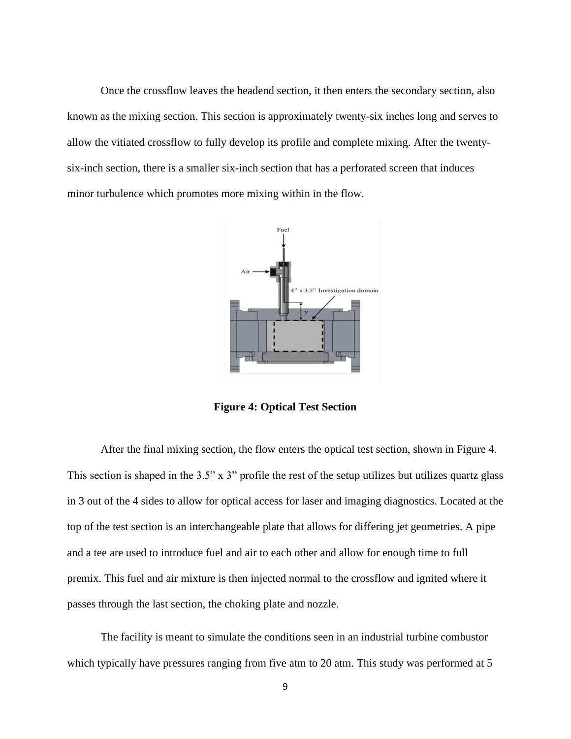Once the crossflow leaves the headend section, it then enters the secondary section, also known as the mixing section. This section is approximately twenty-six inches long and serves to allow the vitiated crossflow to fully develop its profile and complete mixing. After the twenty-six-inch section, there is a smaller six-inch section that has a perforated screen that induces minor turbulence which promotes more mixing within in the flow.

**Figure 4: Optical Test Section**

After the final mixing section, the flow enters the optical test section, shown in Figure 4. This section is shaped in the 3.5" x 3" profile the rest of the setup utilizes but utilizes quartz glass in 3 out of the 4 sides to allow for optical access for laser and imaging diagnostics. Located at the top of the test section is an interchangeable plate that allows for differing jet geometries. A pipe and a tee are used to introduce fuel and air to each other and allow for enough time to full premix. This fuel and air mixture is then injected normal to the crossflow and ignited where it passes through the last section, the choking plate and nozzle.

The facility is meant to simulate the conditions seen in an industrial turbine combustor which typically have pressures ranging from five atm to 20 atm. This study was performed at 5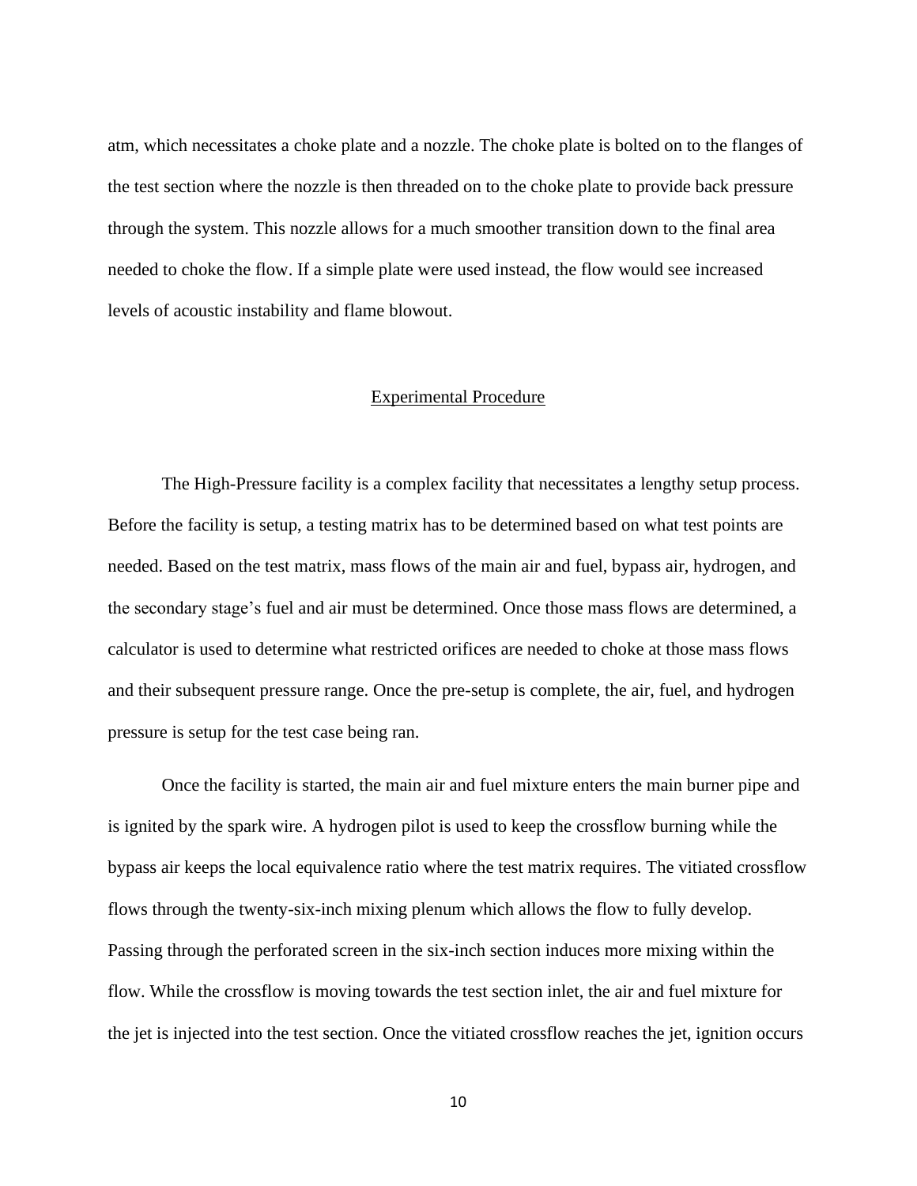atm, which necessitates a choke plate and a nozzle. The choke plate is bolted on to the flanges of the test section where the nozzle is then threaded on to the choke plate to provide back pressure through the system. This nozzle allows for a much smoother transition down to the final area needed to choke the flow. If a simple plate were used instead, the flow would see increased levels of acoustic instability and flame blowout.

## Experimental Procedure

The High-Pressure facility is a complex facility that necessitates a lengthy setup process. Before the facility is setup, a testing matrix has to be determined based on what test points are needed. Based on the test matrix, mass flows of the main air and fuel, bypass air, hydrogen, and the secondary stage's fuel and air must be determined. Once those mass flows are determined, a calculator is used to determine what restricted orifices are needed to choke at those mass flows and their subsequent pressure range. Once the pre-setup is complete, the air, fuel, and hydrogen pressure is setup for the test case being ran.

Once the facility is started, the main air and fuel mixture enters the main burner pipe and is ignited by the spark wire. A hydrogen pilot is used to keep the crossflow burning while the bypass air keeps the local equivalence ratio where the test matrix requires. The vitiated crossflow flows through the twenty-six-inch mixing plenum which allows the flow to fully develop. Passing through the perforated screen in the six-inch section induces more mixing within the flow. While the crossflow is moving towards the test section inlet, the air and fuel mixture for the jet is injected into the test section. Once the vitiated crossflow reaches the jet, ignition occurs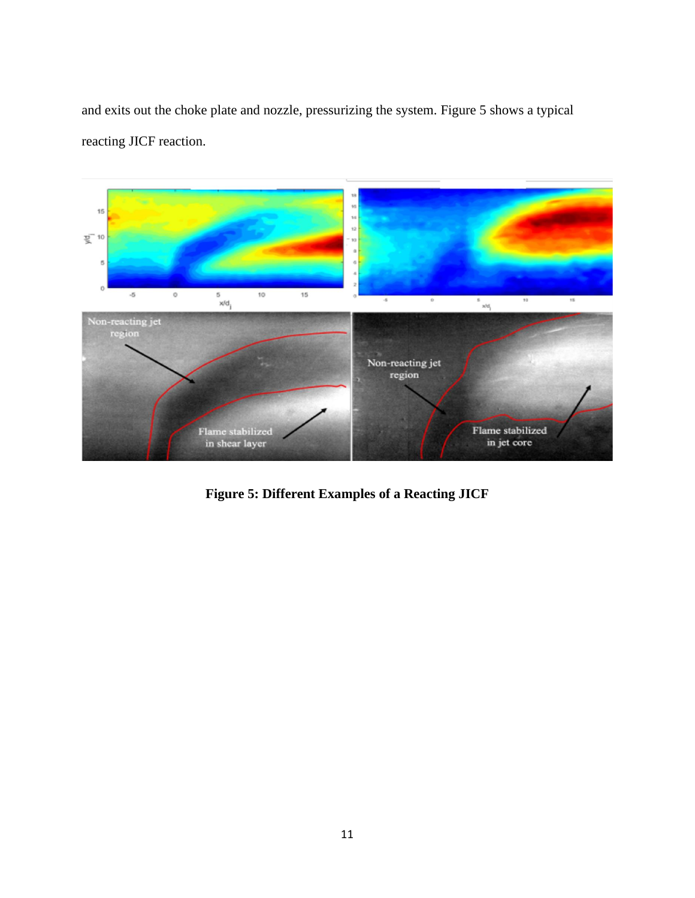and exits out the choke plate and nozzle, pressurizing the system. Figure 5 shows a typical reacting JICF reaction.

**Figure 5: Different Examples of a Reacting JICF**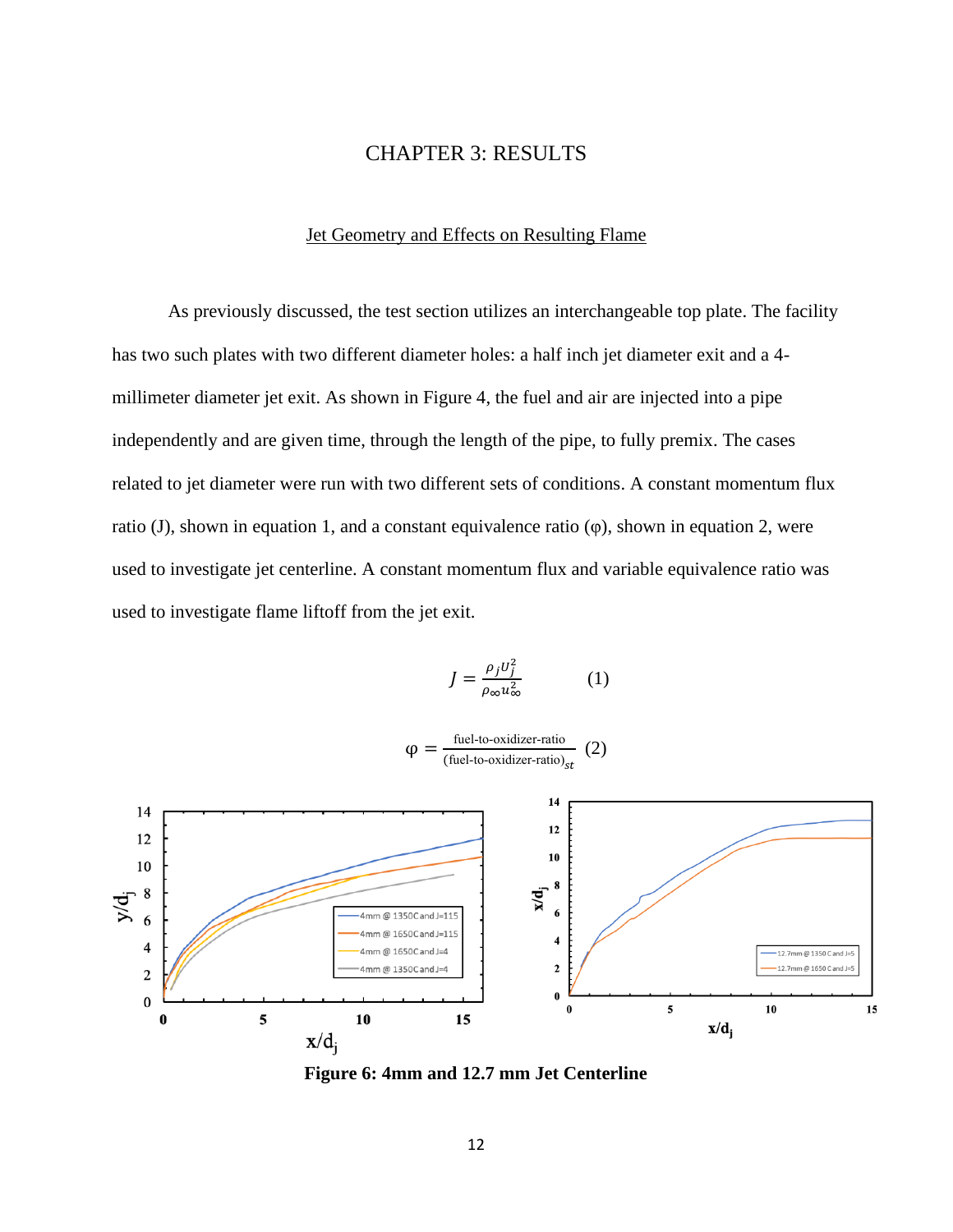# CHAPTER 3: RESULTS

## Jet Geometry and Effects on Resulting Flame

As previously discussed, the test section utilizes an interchangeable top plate. The facility has two such plates with two different diameter holes: a half inch jet diameter exit and a 4-millimeter diameter jet exit. As shown in Figure 4, the fuel and air are injected into a pipe independently and are given time, through the length of the pipe, to fully premix. The cases related to jet diameter were run with two different sets of conditions. A constant momentum flux ratio (J), shown in equation 1, and a constant equivalence ratio (φ), shown in equation 2, were used to investigate jet centerline. A constant momentum flux and variable equivalence ratio was used to investigate flame liftoff from the jet exit.

$$J = \frac{\rho_j U_j^2}{\rho_\infty u_\infty^2} \qquad (1)$$

$$\varphi = \frac{\text{fuel-to-oxidizer-ratio}}{(\text{fuel-to-oxidizer-ratio})_{st}} \qquad (2)$$

**Figure 6: 4mm and 12.7 mm Jet Centerline**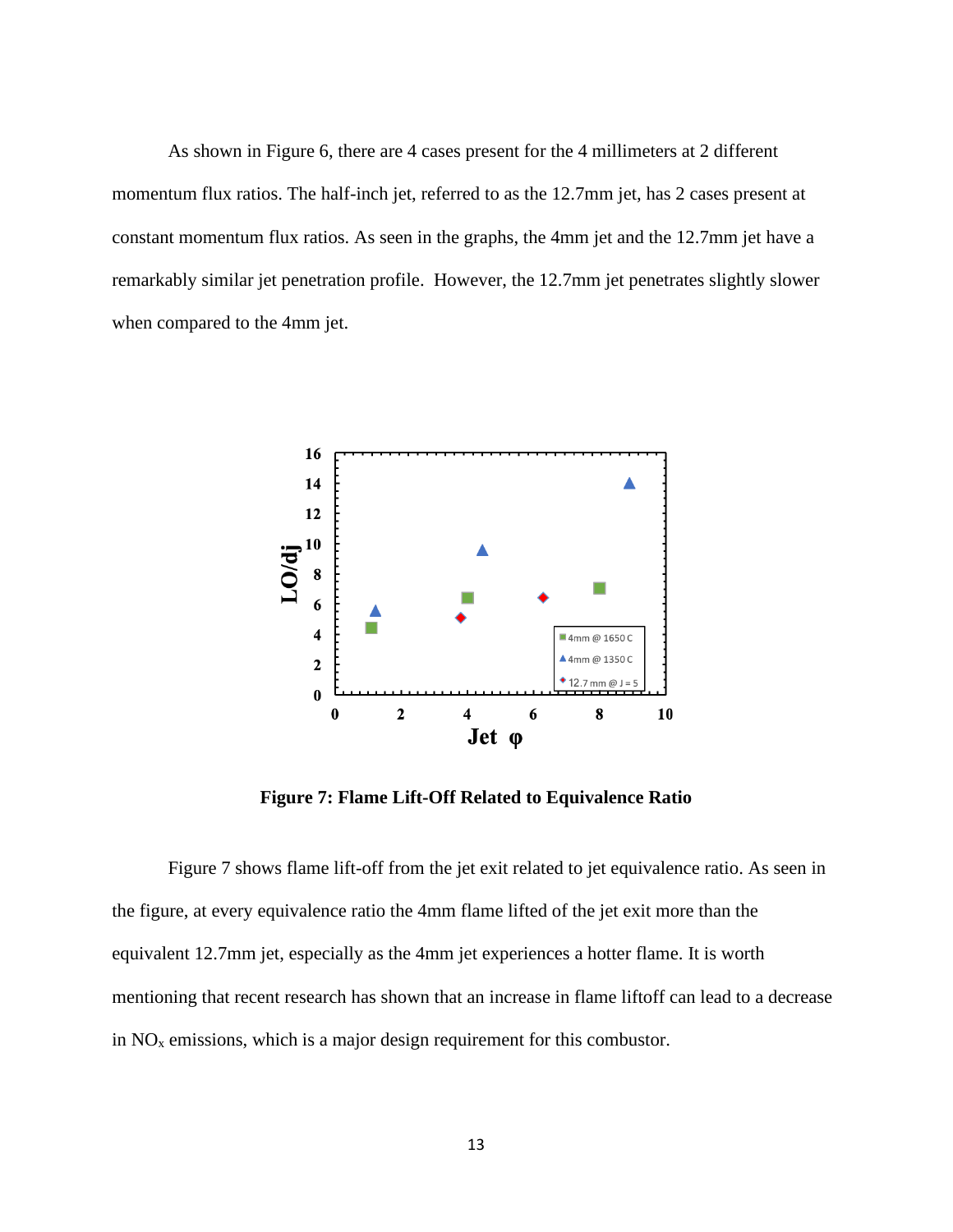As shown in Figure 6, there are 4 cases present for the 4 millimeters at 2 different momentum flux ratios. The half-inch jet, referred to as the 12.7mm jet, has 2 cases present at constant momentum flux ratios. As seen in the graphs, the 4mm jet and the 12.7mm jet have a remarkably similar jet penetration profile. However, the 12.7mm jet penetrates slightly slower when compared to the 4mm jet.

**Figure 7: Flame Lift-Off Related to Equivalence Ratio**

Figure 7 shows flame lift-off from the jet exit related to jet equivalence ratio. As seen in the figure, at every equivalence ratio the 4mm flame lifted of the jet exit more than the equivalent 12.7mm jet, especially as the 4mm jet experiences a hotter flame. It is worth mentioning that recent research has shown that an increase in flame liftoff can lead to a decrease in $NO_x$ emissions, which is a major design requirement for this combustor.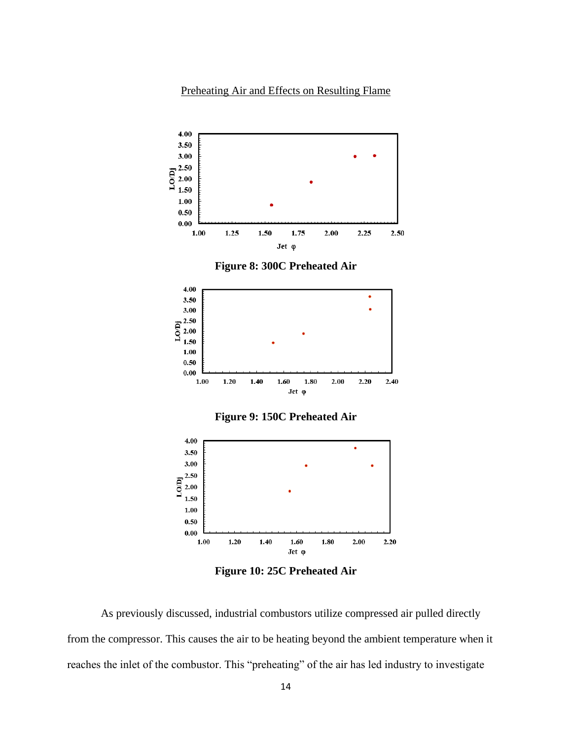Preheating Air and Effects on Resulting Flame

**Figure 8: 300C Preheated Air**

**Figure 9: 150C Preheated Air**

**Figure 10: 25C Preheated Air**

As previously discussed, industrial combustors utilize compressed air pulled directly from the compressor. This causes the air to be heating beyond the ambient temperature when it reaches the inlet of the combustor. This "preheating" of the air has led industry to investigate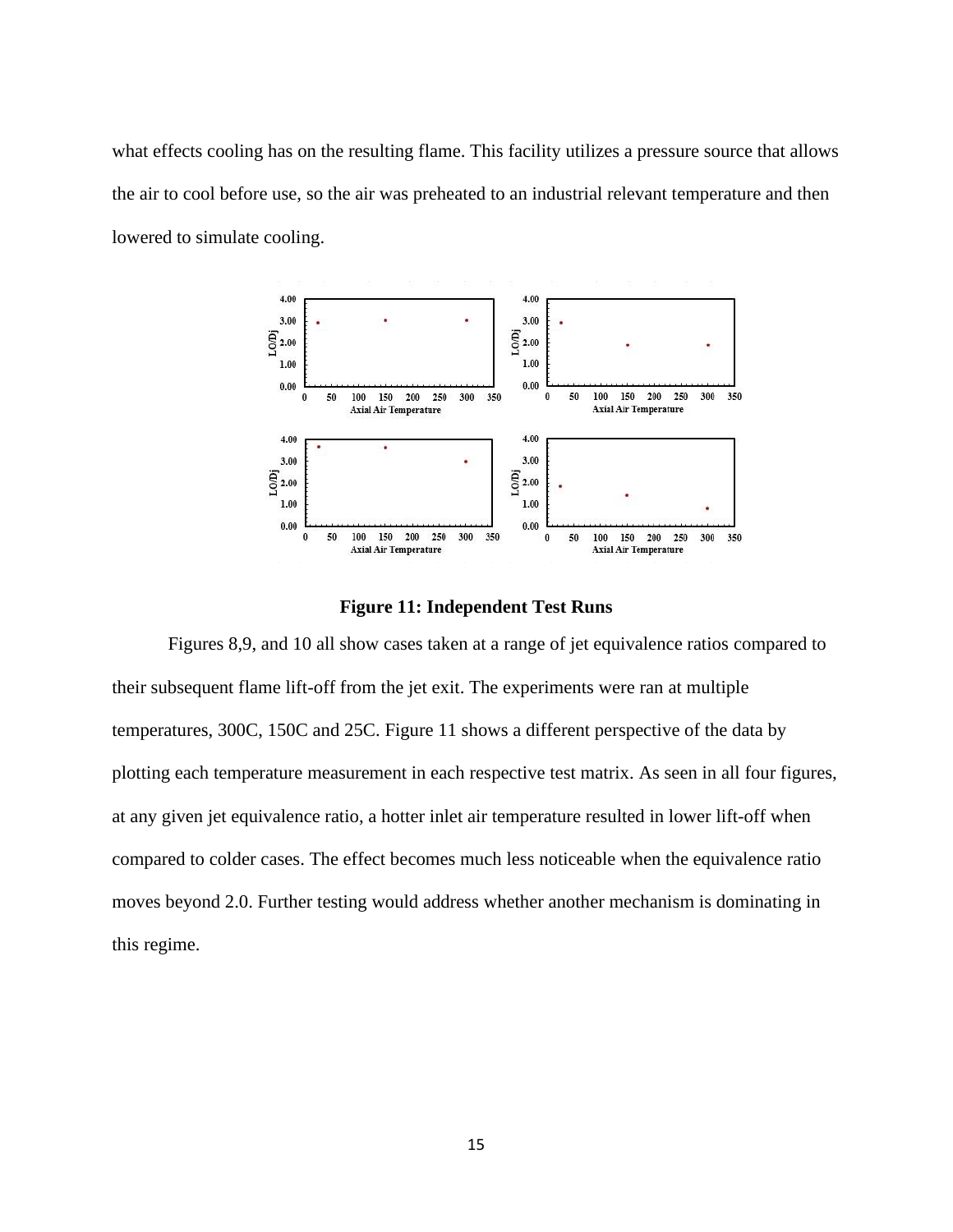what effects cooling has on the resulting flame. This facility utilizes a pressure source that allows the air to cool before use, so the air was preheated to an industrial relevant temperature and then lowered to simulate cooling.

**Figure 11: Independent Test Runs**

Figures 8,9, and 10 all show cases taken at a range of jet equivalence ratios compared to their subsequent flame lift-off from the jet exit. The experiments were ran at multiple temperatures, 300C, 150C and 25C. Figure 11 shows a different perspective of the data by plotting each temperature measurement in each respective test matrix. As seen in all four figures, at any given jet equivalence ratio, a hotter inlet air temperature resulted in lower lift-off when compared to colder cases. The effect becomes much less noticeable when the equivalence ratio moves beyond 2.0. Further testing would address whether another mechanism is dominating in this regime.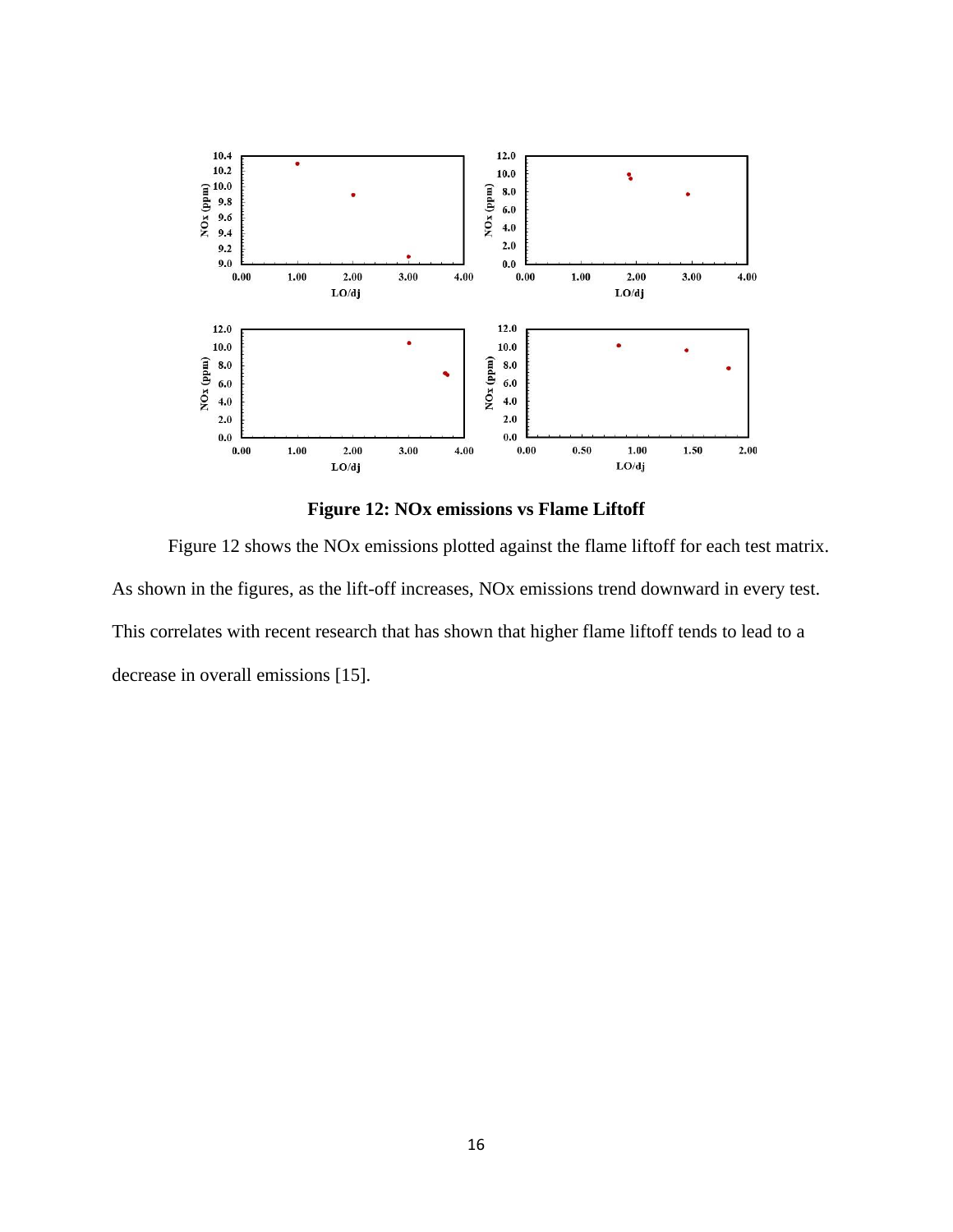**Figure 12: NOx emissions vs Flame Liftoff**

Figure 12 shows the NOx emissions plotted against the flame liftoff for each test matrix. As shown in the figures, as the lift-off increases, NOx emissions trend downward in every test. This correlates with recent research that has shown that higher flame liftoff tends to lead to a decrease in overall emissions [15].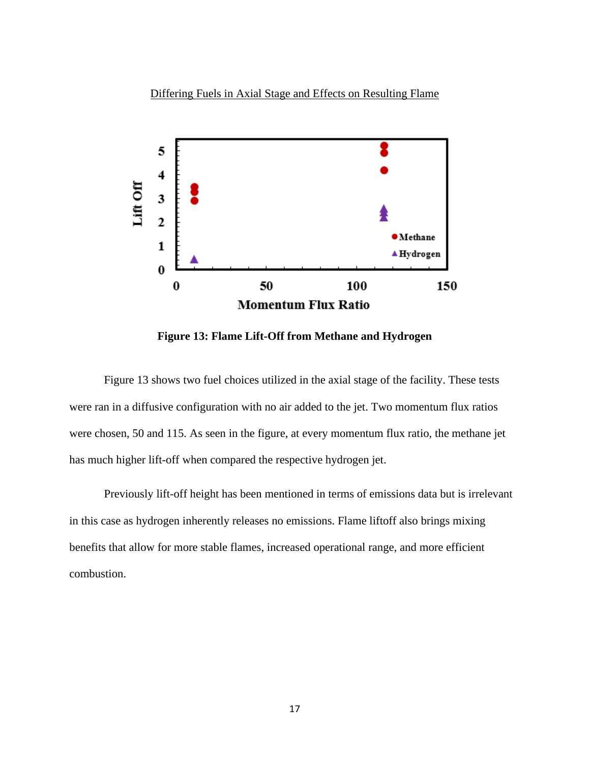## Differing Fuels in Axial Stage and Effects on Resulting Flame

**Figure 13: Flame Lift-Off from Methane and Hydrogen**

Figure 13 shows two fuel choices utilized in the axial stage of the facility. These tests were ran in a diffusive configuration with no air added to the jet. Two momentum flux ratios were chosen, 50 and 115. As seen in the figure, at every momentum flux ratio, the methane jet has much higher lift-off when compared the respective hydrogen jet.

Previously lift-off height has been mentioned in terms of emissions data but is irrelevant in this case as hydrogen inherently releases no emissions. Flame liftoff also brings mixing benefits that allow for more stable flames, increased operational range, and more efficient combustion.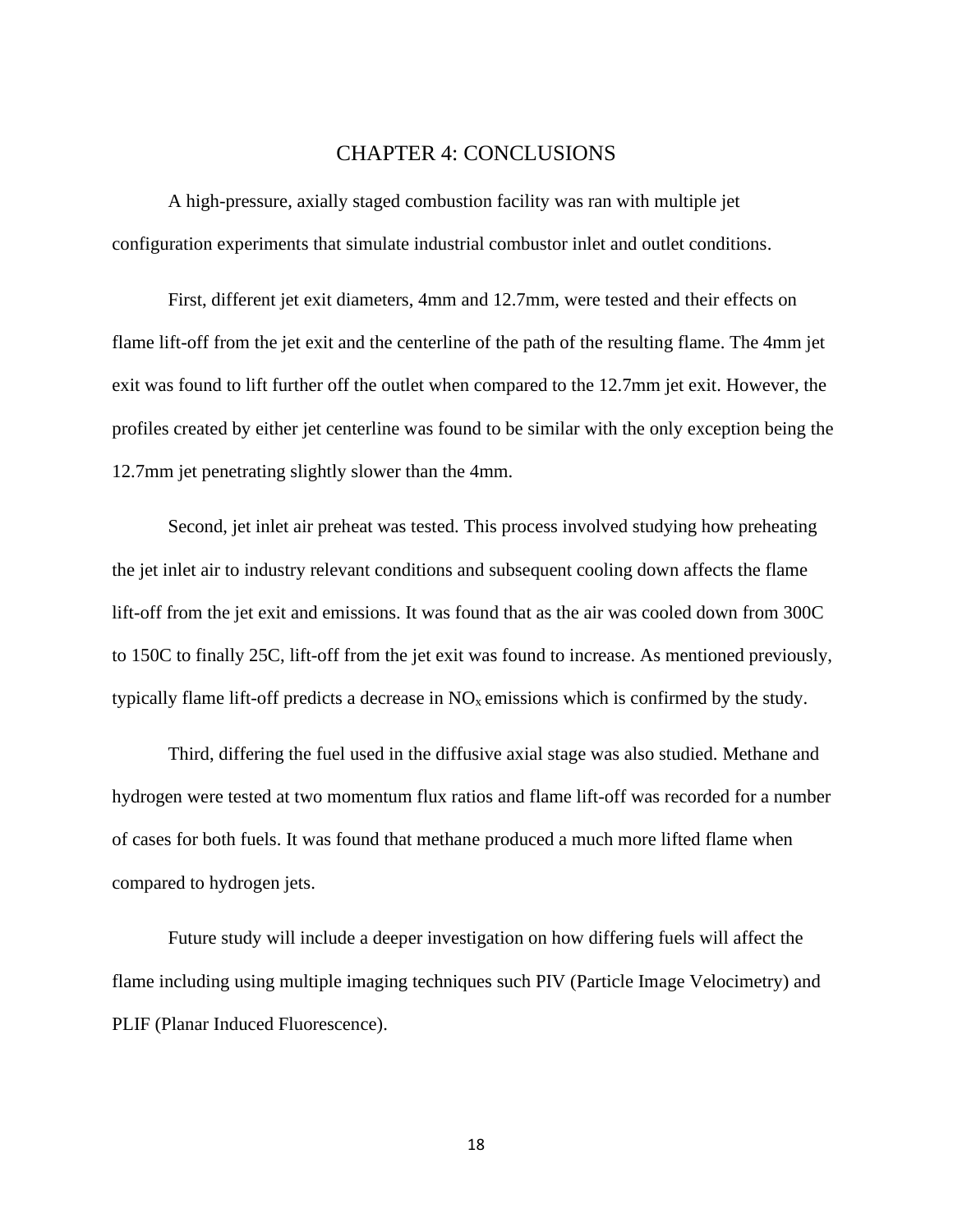# CHAPTER 4: CONCLUSIONS

A high-pressure, axially staged combustion facility was ran with multiple jet configuration experiments that simulate industrial combustor inlet and outlet conditions.

First, different jet exit diameters, 4mm and 12.7mm, were tested and their effects on flame lift-off from the jet exit and the centerline of the path of the resulting flame. The 4mm jet exit was found to lift further off the outlet when compared to the 12.7mm jet exit. However, the profiles created by either jet centerline was found to be similar with the only exception being the 12.7mm jet penetrating slightly slower than the 4mm.

Second, jet inlet air preheat was tested. This process involved studying how preheating the jet inlet air to industry relevant conditions and subsequent cooling down affects the flame lift-off from the jet exit and emissions. It was found that as the air was cooled down from 300C to 150C to finally 25C, lift-off from the jet exit was found to increase. As mentioned previously, typically flame lift-off predicts a decrease in $NO_x$ emissions which is confirmed by the study.

Third, differing the fuel used in the diffusive axial stage was also studied. Methane and hydrogen were tested at two momentum flux ratios and flame lift-off was recorded for a number of cases for both fuels. It was found that methane produced a much more lifted flame when compared to hydrogen jets.

Future study will include a deeper investigation on how differing fuels will affect the flame including using multiple imaging techniques such PIV (Particle Image Velocimetry) and PLIF (Planar Induced Fluorescence).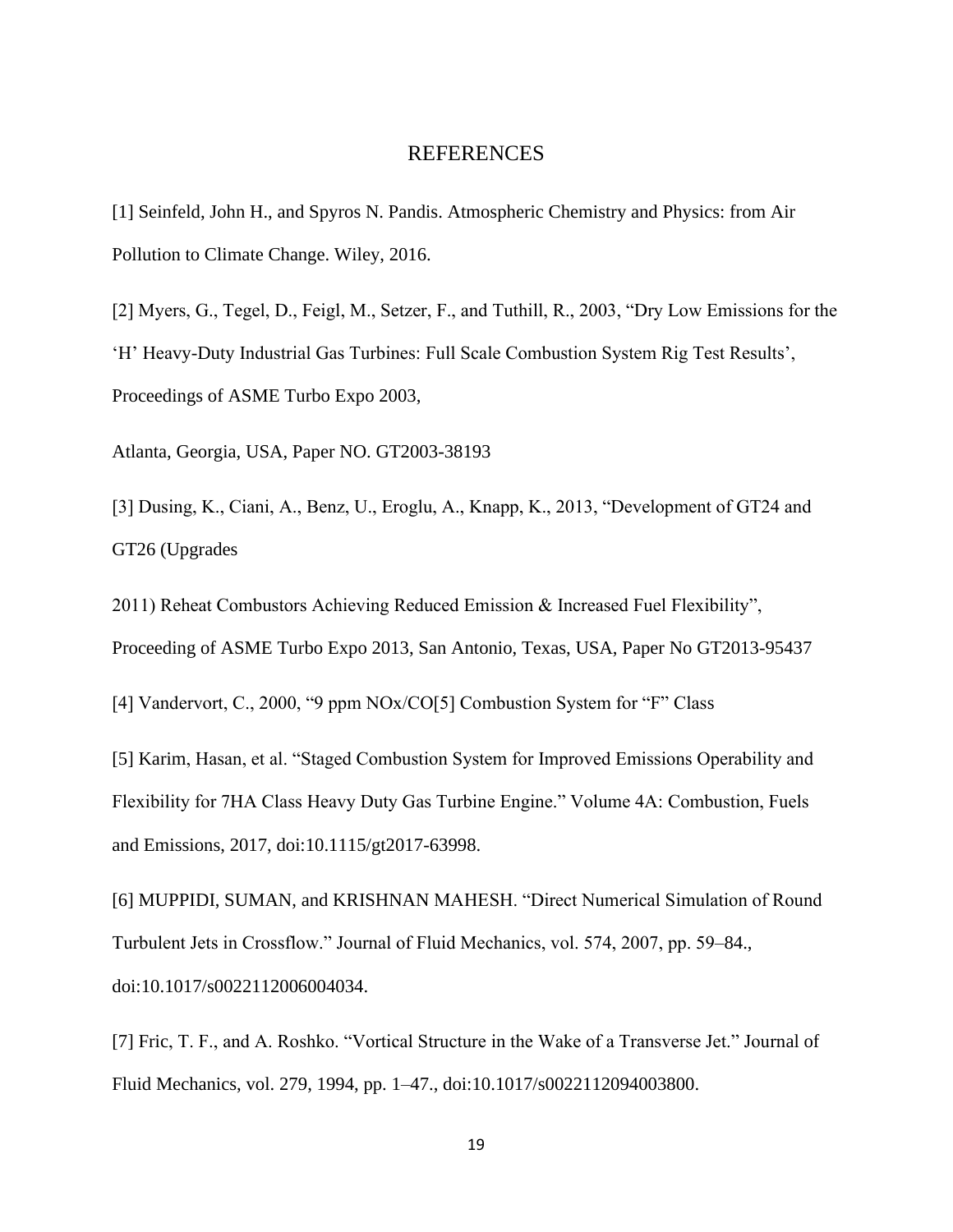# REFERENCES

[1] Seinfeld, John H., and Spyros N. Pandis. Atmospheric Chemistry and Physics: from Air Pollution to Climate Change. Wiley, 2016.

[2] Myers, G., Tegel, D., Feigl, M., Setzer, F., and Tuthill, R., 2003, "Dry Low Emissions for the 'H' Heavy-Duty Industrial Gas Turbines: Full Scale Combustion System Rig Test Results', Proceedings of ASME Turbo Expo 2003,

Atlanta, Georgia, USA, Paper NO. GT2003-38193

[3] Dusing, K., Ciani, A., Benz, U., Eroglu, A., Knapp, K., 2013, "Development of GT24 and GT26 (Upgrades

2011) Reheat Combustors Achieving Reduced Emission & Increased Fuel Flexibility", Proceeding of ASME Turbo Expo 2013, San Antonio, Texas, USA, Paper No GT2013-95437

[4] Vandervort, C., 2000, "9 ppm NOx/CO[5] Combustion System for "F" Class

[5] Karim, Hasan, et al. "Staged Combustion System for Improved Emissions Operability and Flexibility for 7HA Class Heavy Duty Gas Turbine Engine." Volume 4A: Combustion, Fuels and Emissions, 2017, doi:10.1115/gt2017-63998.

[6] MUPPIDI, SUMAN, and KRISHNAN MAHESH. "Direct Numerical Simulation of Round Turbulent Jets in Crossflow." Journal of Fluid Mechanics, vol. 574, 2007, pp. 59–84., doi:10.1017/s0022112006004034.

[7] Fric, T. F., and A. Roshko. "Vortical Structure in the Wake of a Transverse Jet." Journal of Fluid Mechanics, vol. 279, 1994, pp. 1–47., doi:10.1017/s0022112094003800.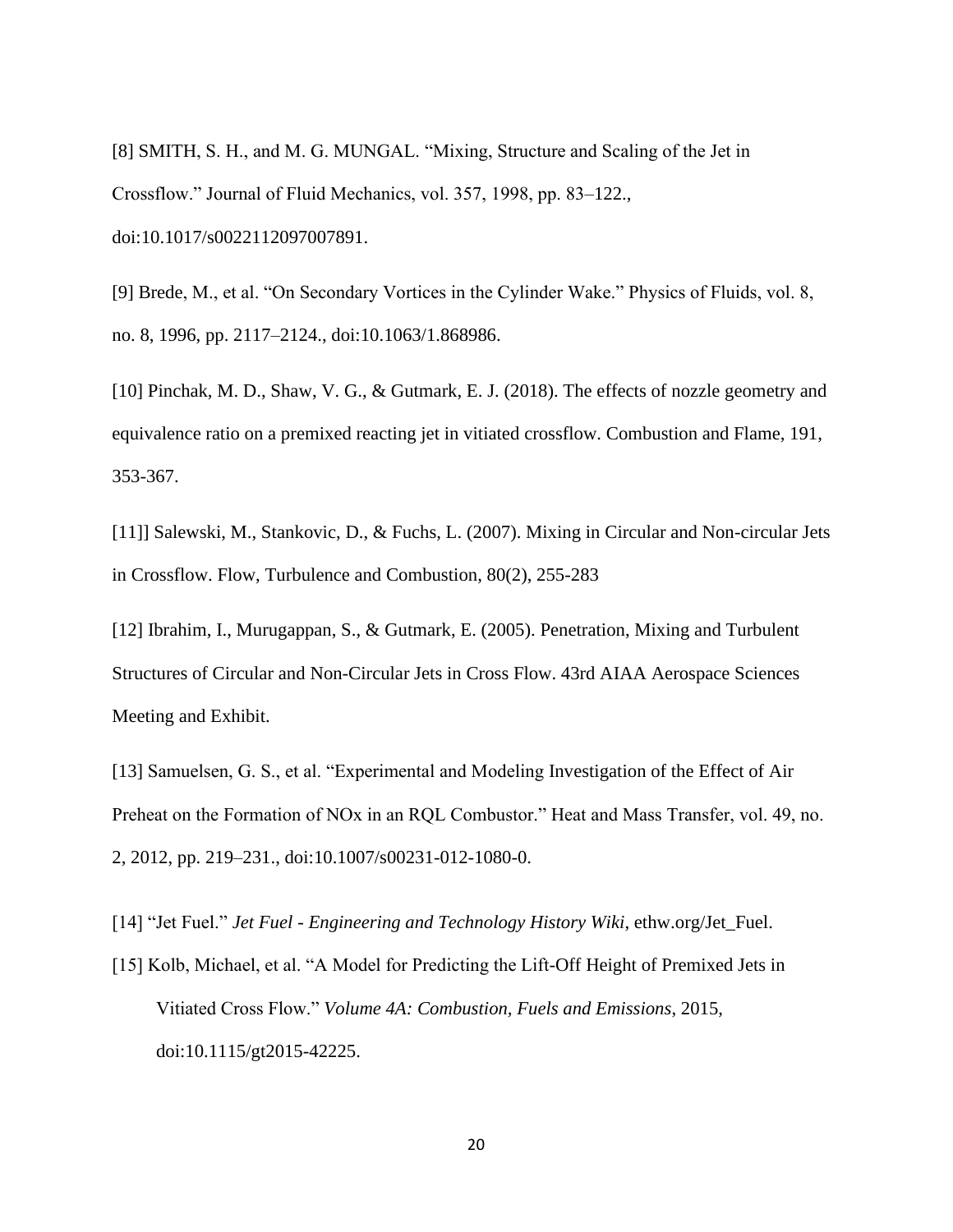[8] SMITH, S. H., and M. G. MUNGAL. “Mixing, Structure and Scaling of the Jet in Crossflow.” Journal of Fluid Mechanics, vol. 357, 1998, pp. 83–122., doi:10.1017/s0022112097007891.

[9] Brede, M., et al. “On Secondary Vortices in the Cylinder Wake.” Physics of Fluids, vol. 8, no. 8, 1996, pp. 2117–2124., doi:10.1063/1.868986.

[10] Pinchak, M. D., Shaw, V. G., & Gutmark, E. J. (2018). The effects of nozzle geometry and equivalence ratio on a premixed reacting jet in vitiated crossflow. Combustion and Flame, 191, 353-367.

[11]] Salewski, M., Stankovic, D., & Fuchs, L. (2007). Mixing in Circular and Non-circular Jets in Crossflow. Flow, Turbulence and Combustion, 80(2), 255-283

[12] Ibrahim, I., Murugappan, S., & Gutmark, E. (2005). Penetration, Mixing and Turbulent Structures of Circular and Non-Circular Jets in Cross Flow. 43rd AIAA Aerospace Sciences Meeting and Exhibit.

[13] Samuelsen, G. S., et al. “Experimental and Modeling Investigation of the Effect of Air Preheat on the Formation of NOx in an RQL Combustor.” Heat and Mass Transfer, vol. 49, no. 2, 2012, pp. 219–231., doi:10.1007/s00231-012-1080-0.

[14] “Jet Fuel.” *Jet Fuel - Engineering and Technology History Wiki*, ethw.org/Jet_Fuel.

[15] Kolb, Michael, et al. “A Model for Predicting the Lift-Off Height of Premixed Jets in Vitiated Cross Flow.” *Volume 4A: Combustion, Fuels and Emissions*, 2015, doi:10.1115/gt2015-42225.